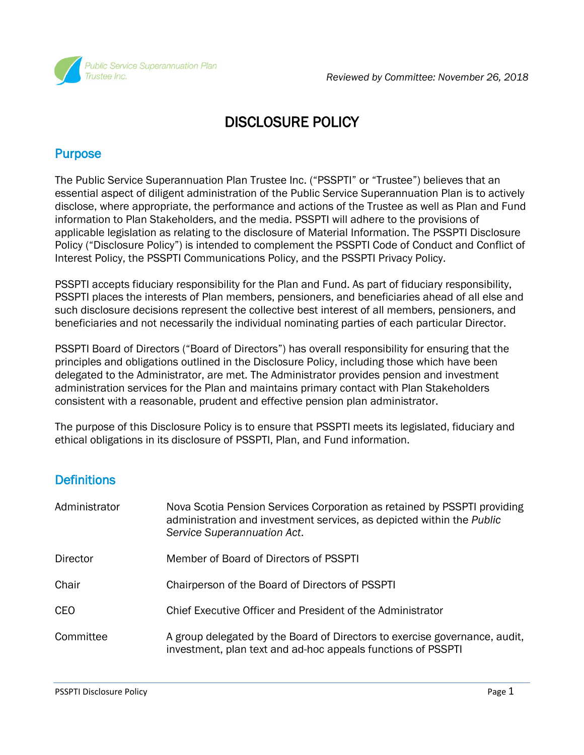Public Service Superannuation Plan Trustee Inc.

*Reviewed by Committee: November 26, 2018*

# DISCLOSURE POLICY

## Purpose

The Public Service Superannuation Plan Trustee Inc. ("PSSPTI" or "Trustee") believes that an essential aspect of diligent administration of the Public Service Superannuation Plan is to actively disclose, where appropriate, the performance and actions of the Trustee as well as Plan and Fund information to Plan Stakeholders, and the media. PSSPTI will adhere to the provisions of applicable legislation as relating to the disclosure of Material Information. The PSSPTI Disclosure Policy ("Disclosure Policy") is intended to complement the PSSPTI Code of Conduct and Conflict of Interest Policy, the PSSPTI Communications Policy, and the PSSPTI Privacy Policy.

PSSPTI accepts fiduciary responsibility for the Plan and Fund. As part of fiduciary responsibility, PSSPTI places the interests of Plan members, pensioners, and beneficiaries ahead of all else and such disclosure decisions represent the collective best interest of all members, pensioners, and beneficiaries and not necessarily the individual nominating parties of each particular Director.

PSSPTI Board of Directors ("Board of Directors") has overall responsibility for ensuring that the principles and obligations outlined in the Disclosure Policy, including those which have been delegated to the Administrator, are met. The Administrator provides pension and investment administration services for the Plan and maintains primary contact with Plan Stakeholders consistent with a reasonable, prudent and effective pension plan administrator.

The purpose of this Disclosure Policy is to ensure that PSSPTI meets its legislated, fiduciary and ethical obligations in its disclosure of PSSPTI, Plan, and Fund information.

## Definitions

| | |
|---|---|
| Administrator | Nova Scotia Pension Services Corporation as retained by PSSPTI providing administration and investment services, as depicted within the *Public Service Superannuation Act*. |
| Director | Member of Board of Directors of PSSPTI |
| Chair | Chairperson of the Board of Directors of PSSPTI |
| CEO | Chief Executive Officer and President of the Administrator |
| Committee | A group delegated by the Board of Directors to exercise governance, audit, investment, plan text and ad-hoc appeals functions of PSSPTI |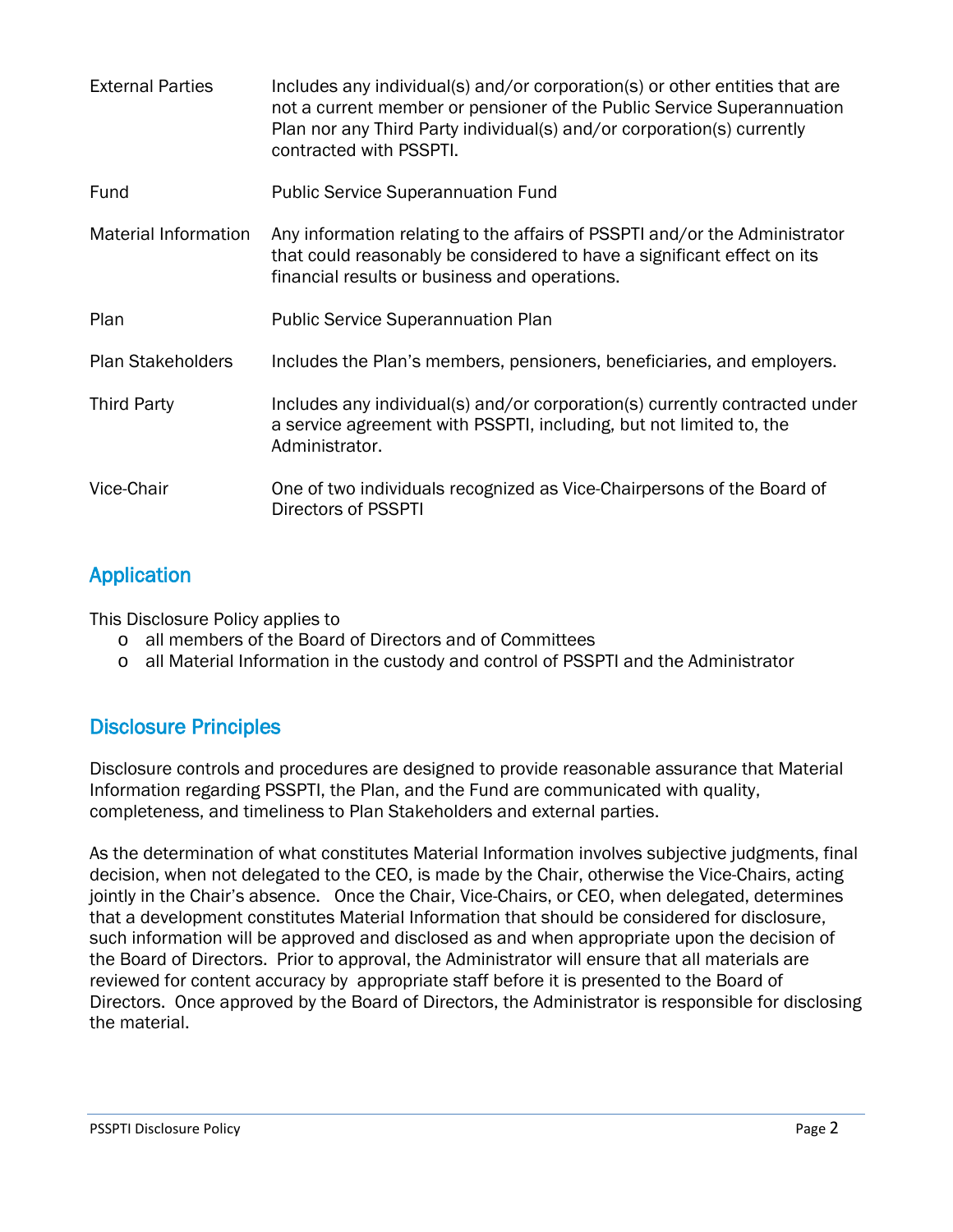| | |
|---|---|
| External Parties | Includes any individual(s) and/or corporation(s) or other entities that are not a current member or pensioner of the Public Service Superannuation Plan nor any Third Party individual(s) and/or corporation(s) currently contracted with PSSPTI. |
| Fund | Public Service Superannuation Fund |
| Material Information | Any information relating to the affairs of PSSPTI and/or the Administrator that could reasonably be considered to have a significant effect on its financial results or business and operations. |
| Plan | Public Service Superannuation Plan |
| Plan Stakeholders | Includes the Plan's members, pensioners, beneficiaries, and employers. |
| Third Party | Includes any individual(s) and/or corporation(s) currently contracted under a service agreement with PSSPTI, including, but not limited to, the Administrator. |
| Vice-Chair | One of two individuals recognized as Vice-Chairpersons of the Board of Directors of PSSPTI |

## Application

This Disclosure Policy applies to

- all members of the Board of Directors and of Committees
- all Material Information in the custody and control of PSSPTI and the Administrator

## Disclosure Principles

Disclosure controls and procedures are designed to provide reasonable assurance that Material Information regarding PSSPTI, the Plan, and the Fund are communicated with quality, completeness, and timeliness to Plan Stakeholders and external parties.

As the determination of what constitutes Material Information involves subjective judgments, final decision, when not delegated to the CEO, is made by the Chair, otherwise the Vice-Chairs, acting jointly in the Chair's absence. Once the Chair, Vice-Chairs, or CEO, when delegated, determines that a development constitutes Material Information that should be considered for disclosure, such information will be approved and disclosed as and when appropriate upon the decision of the Board of Directors. Prior to approval, the Administrator will ensure that all materials are reviewed for content accuracy by appropriate staff before it is presented to the Board of Directors. Once approved by the Board of Directors, the Administrator is responsible for disclosing the material.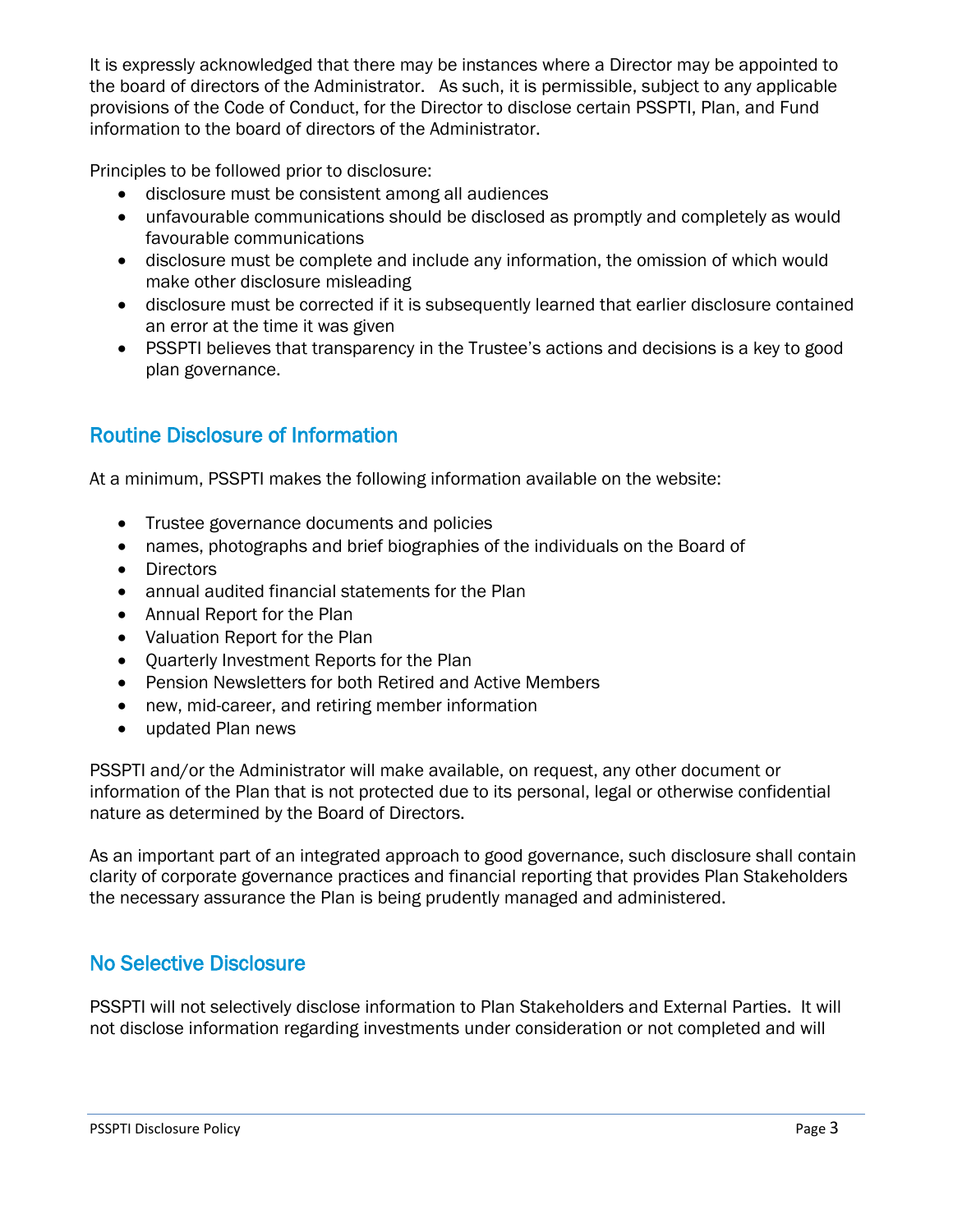It is expressly acknowledged that there may be instances where a Director may be appointed to the board of directors of the Administrator. As such, it is permissible, subject to any applicable provisions of the Code of Conduct, for the Director to disclose certain PSSPTI, Plan, and Fund information to the board of directors of the Administrator.

Principles to be followed prior to disclosure:

- disclosure must be consistent among all audiences
- unfavourable communications should be disclosed as promptly and completely as would favourable communications
- disclosure must be complete and include any information, the omission of which would make other disclosure misleading
- disclosure must be corrected if it is subsequently learned that earlier disclosure contained an error at the time it was given
- PSSPTI believes that transparency in the Trustee's actions and decisions is a key to good plan governance.

## Routine Disclosure of Information

At a minimum, PSSPTI makes the following information available on the website:

- Trustee governance documents and policies
- names, photographs and brief biographies of the individuals on the Board of
- Directors
- annual audited financial statements for the Plan
- Annual Report for the Plan
- Valuation Report for the Plan
- Quarterly Investment Reports for the Plan
- Pension Newsletters for both Retired and Active Members
- new, mid-career, and retiring member information
- updated Plan news

PSSPTI and/or the Administrator will make available, on request, any other document or information of the Plan that is not protected due to its personal, legal or otherwise confidential nature as determined by the Board of Directors.

As an important part of an integrated approach to good governance, such disclosure shall contain clarity of corporate governance practices and financial reporting that provides Plan Stakeholders the necessary assurance the Plan is being prudently managed and administered.

## No Selective Disclosure

PSSPTI will not selectively disclose information to Plan Stakeholders and External Parties. It will not disclose information regarding investments under consideration or not completed and will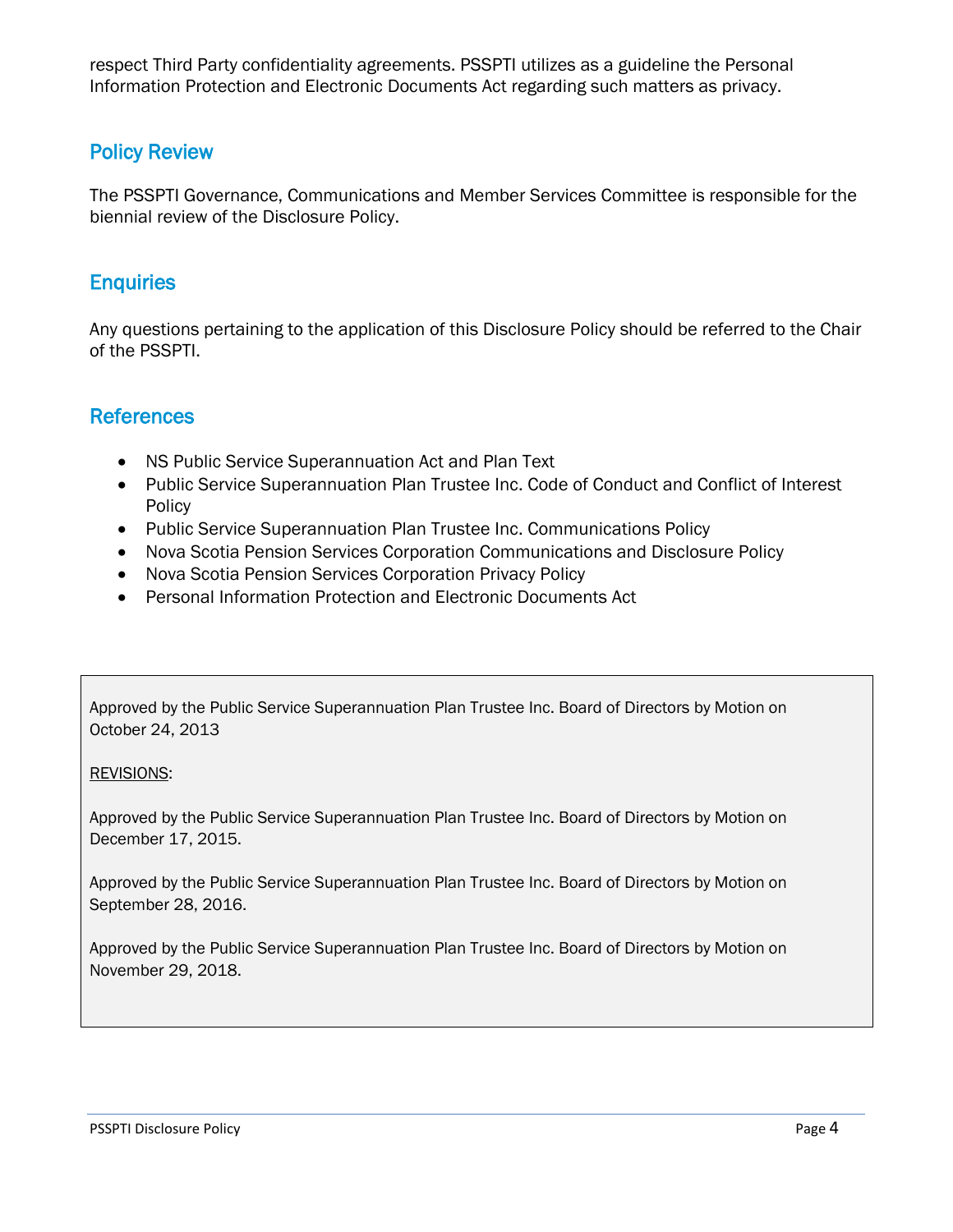respect Third Party confidentiality agreements. PSSPTI utilizes as a guideline the Personal Information Protection and Electronic Documents Act regarding such matters as privacy.

## Policy Review

The PSSPTI Governance, Communications and Member Services Committee is responsible for the biennial review of the Disclosure Policy.

## Enquiries

Any questions pertaining to the application of this Disclosure Policy should be referred to the Chair of the PSSPTI.

## References

- NS Public Service Superannuation Act and Plan Text
- Public Service Superannuation Plan Trustee Inc. Code of Conduct and Conflict of Interest Policy
- Public Service Superannuation Plan Trustee Inc. Communications Policy
- Nova Scotia Pension Services Corporation Communications and Disclosure Policy
- Nova Scotia Pension Services Corporation Privacy Policy
- Personal Information Protection and Electronic Documents Act

Approved by the Public Service Superannuation Plan Trustee Inc. Board of Directors by Motion on October 24, 2013

REVISIONS:

Approved by the Public Service Superannuation Plan Trustee Inc. Board of Directors by Motion on December 17, 2015.

Approved by the Public Service Superannuation Plan Trustee Inc. Board of Directors by Motion on September 28, 2016.

Approved by the Public Service Superannuation Plan Trustee Inc. Board of Directors by Motion on November 29, 2018.